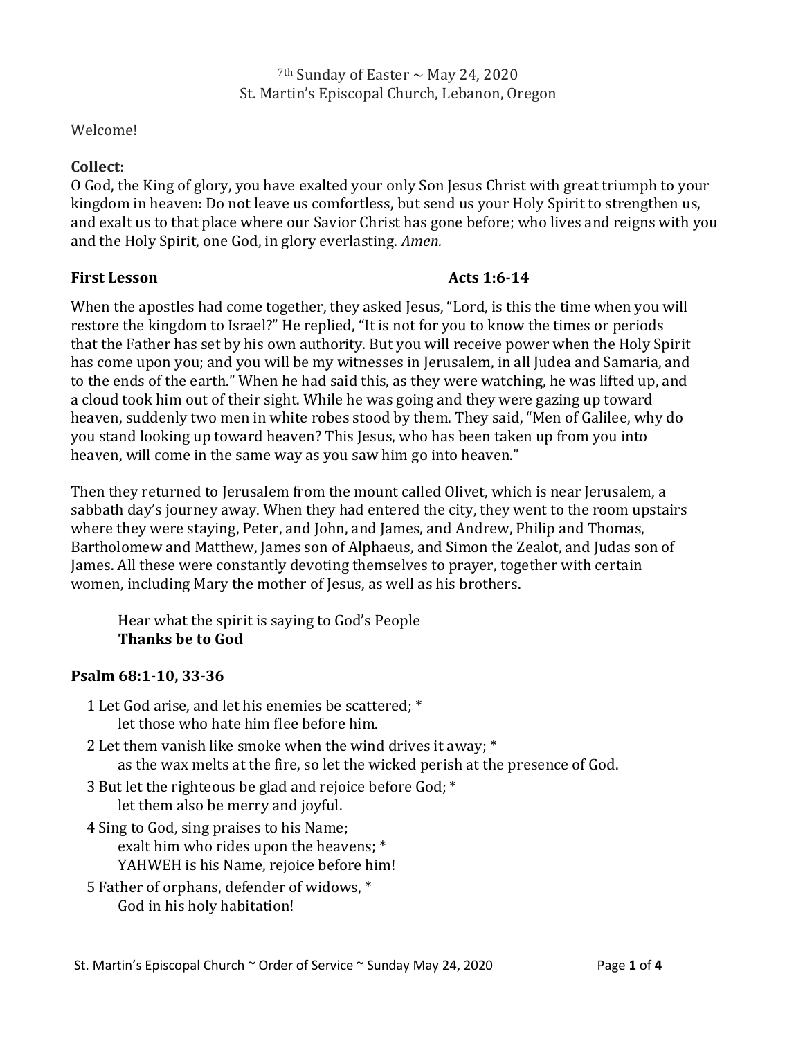7th Sunday of Easter ~ May 24, 2020
St. Martin's Episcopal Church, Lebanon, Oregon

Welcome!

**Collect:**
O God, the King of glory, you have exalted your only Son Jesus Christ with great triumph to your kingdom in heaven: Do not leave us comfortless, but send us your Holy Spirit to strengthen us, and exalt us to that place where our Savior Christ has gone before; who lives and reigns with you and the Holy Spirit, one God, in glory everlasting. *Amen.*

**First Lesson** **Acts 1:6-14**

When the apostles had come together, they asked Jesus, "Lord, is this the time when you will restore the kingdom to Israel?" He replied, "It is not for you to know the times or periods that the Father has set by his own authority. But you will receive power when the Holy Spirit has come upon you; and you will be my witnesses in Jerusalem, in all Judea and Samaria, and to the ends of the earth." When he had said this, as they were watching, he was lifted up, and a cloud took him out of their sight. While he was going and they were gazing up toward heaven, suddenly two men in white robes stood by them. They said, "Men of Galilee, why do you stand looking up toward heaven? This Jesus, who has been taken up from you into heaven, will come in the same way as you saw him go into heaven."

Then they returned to Jerusalem from the mount called Olivet, which is near Jerusalem, a sabbath day's journey away. When they had entered the city, they went to the room upstairs where they were staying, Peter, and John, and James, and Andrew, Philip and Thomas, Bartholomew and Matthew, James son of Alphaeus, and Simon the Zealot, and Judas son of James. All these were constantly devoting themselves to prayer, together with certain women, including Mary the mother of Jesus, as well as his brothers.

Hear what the spirit is saying to God's People
**Thanks be to God**

**Psalm 68:1-10, 33-36**

1 Let God arise, and let his enemies be scattered; *
let those who hate him flee before him.

2 Let them vanish like smoke when the wind drives it away; *
as the wax melts at the fire, so let the wicked perish at the presence of God.

3 But let the righteous be glad and rejoice before God; *
let them also be merry and joyful.

4 Sing to God, sing praises to his Name;
exalt him who rides upon the heavens; *
YAHWEH is his Name, rejoice before him!

5 Father of orphans, defender of widows, *
God in his holy habitation!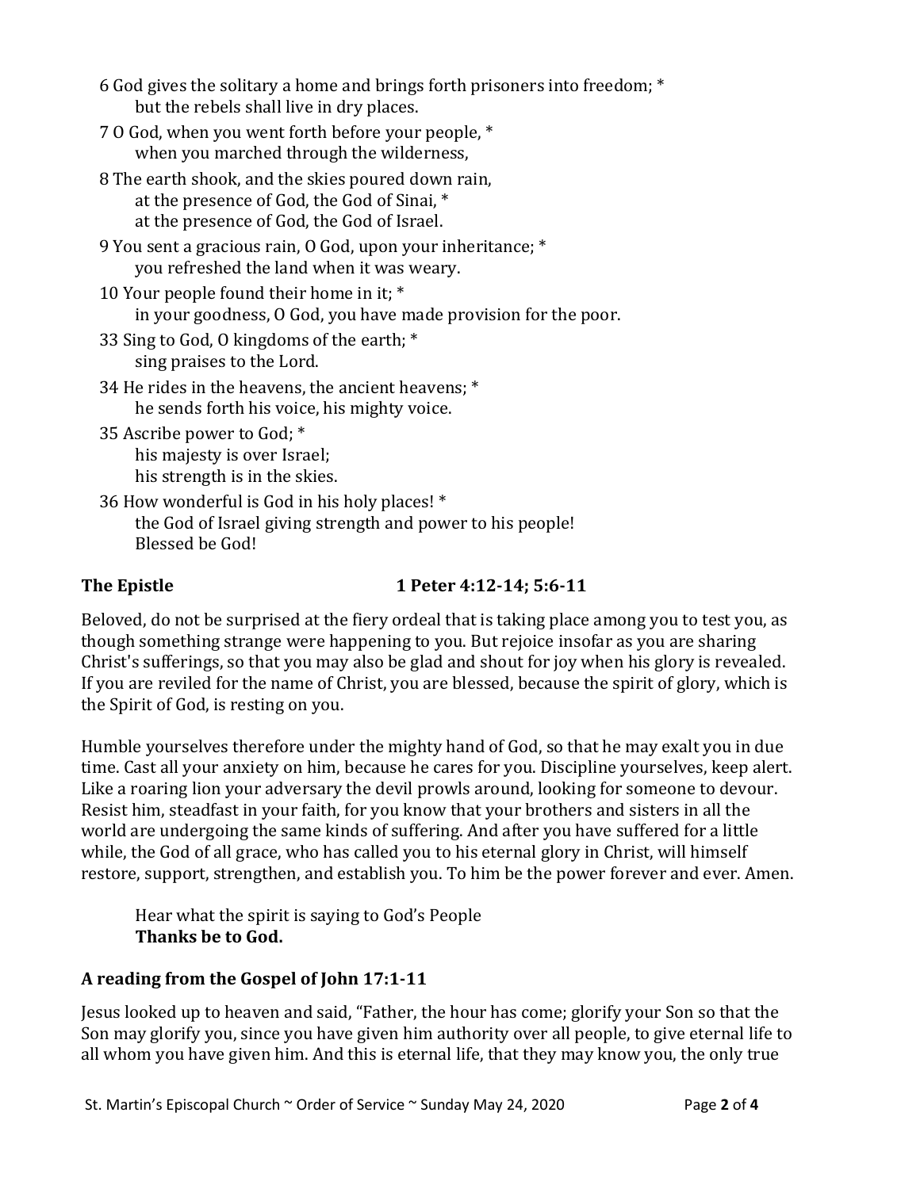6 God gives the solitary a home and brings forth prisoners into freedom; *
  but the rebels shall live in dry places.

7 O God, when you went forth before your people, *
  when you marched through the wilderness,

8 The earth shook, and the skies poured down rain,
  at the presence of God, the God of Sinai, *
  at the presence of God, the God of Israel.

9 You sent a gracious rain, O God, upon your inheritance; *
  you refreshed the land when it was weary.

10 Your people found their home in it; *
  in your goodness, O God, you have made provision for the poor.

33 Sing to God, O kingdoms of the earth; *
  sing praises to the Lord.

34 He rides in the heavens, the ancient heavens; *
  he sends forth his voice, his mighty voice.

35 Ascribe power to God; *
  his majesty is over Israel;
  his strength is in the skies.

36 How wonderful is God in his holy places! *
  the God of Israel giving strength and power to his people!
  Blessed be God!

**The Epistle** **1 Peter 4:12-14; 5:6-11**

Beloved, do not be surprised at the fiery ordeal that is taking place among you to test you, as though something strange were happening to you. But rejoice insofar as you are sharing Christ's sufferings, so that you may also be glad and shout for joy when his glory is revealed. If you are reviled for the name of Christ, you are blessed, because the spirit of glory, which is the Spirit of God, is resting on you.

Humble yourselves therefore under the mighty hand of God, so that he may exalt you in due time. Cast all your anxiety on him, because he cares for you. Discipline yourselves, keep alert. Like a roaring lion your adversary the devil prowls around, looking for someone to devour. Resist him, steadfast in your faith, for you know that your brothers and sisters in all the world are undergoing the same kinds of suffering. And after you have suffered for a little while, the God of all grace, who has called you to his eternal glory in Christ, will himself restore, support, strengthen, and establish you. To him be the power forever and ever. Amen.

Hear what the spirit is saying to God's People
**Thanks be to God.**

**A reading from the Gospel of John 17:1-11**

Jesus looked up to heaven and said, "Father, the hour has come; glorify your Son so that the Son may glorify you, since you have given him authority over all people, to give eternal life to all whom you have given him. And this is eternal life, that they may know you, the only true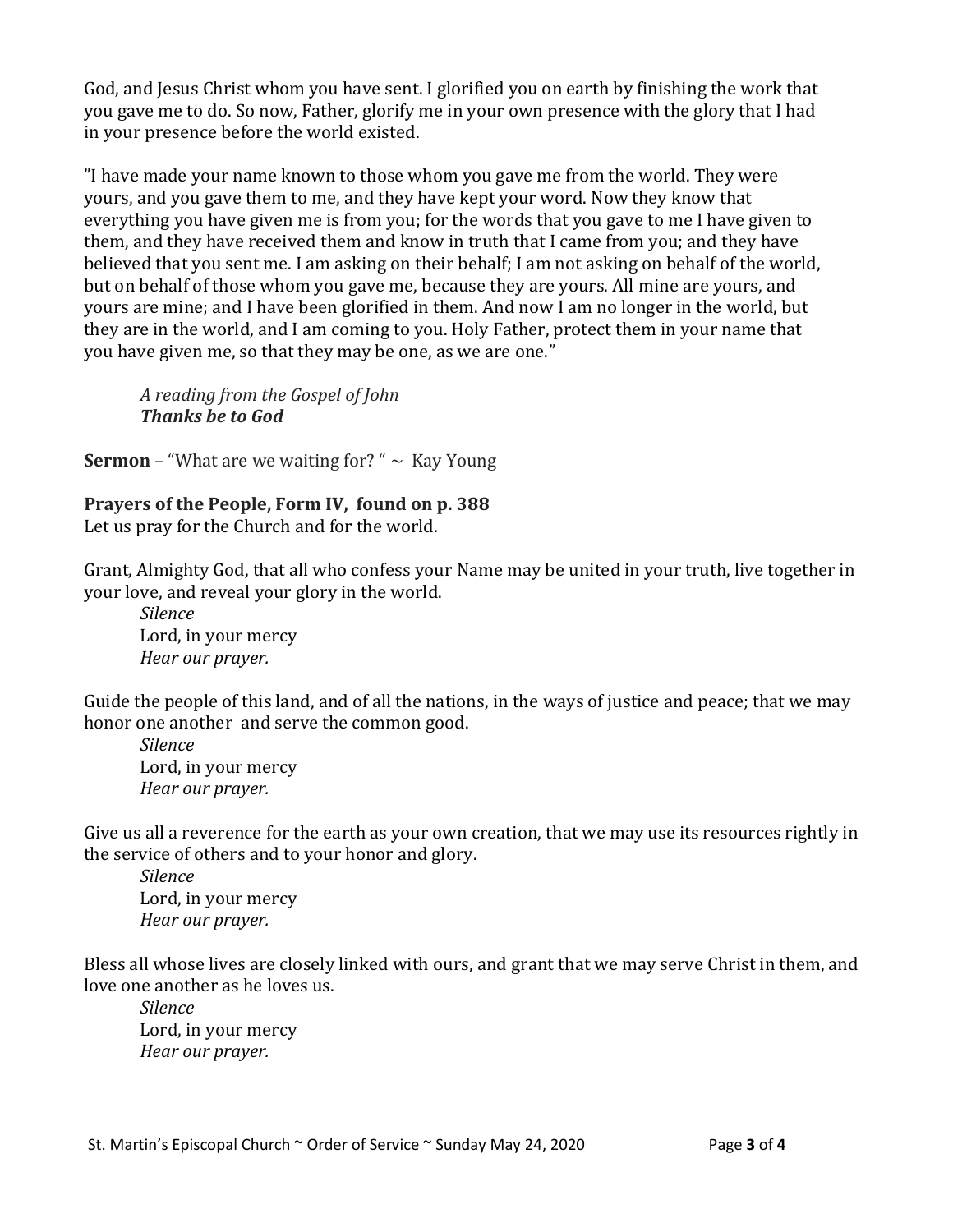God, and Jesus Christ whom you have sent. I glorified you on earth by finishing the work that you gave me to do. So now, Father, glorify me in your own presence with the glory that I had in your presence before the world existed.

"I have made your name known to those whom you gave me from the world. They were yours, and you gave them to me, and they have kept your word. Now they know that everything you have given me is from you; for the words that you gave to me I have given to them, and they have received them and know in truth that I came from you; and they have believed that you sent me. I am asking on their behalf; I am not asking on behalf of the world, but on behalf of those whom you gave me, because they are yours. All mine are yours, and yours are mine; and I have been glorified in them. And now I am no longer in the world, but they are in the world, and I am coming to you. Holy Father, protect them in your name that you have given me, so that they may be one, as we are one."

*A reading from the Gospel of John*
***Thanks be to God***

**Sermon** – "What are we waiting for? " ~ Kay Young

**Prayers of the People, Form IV, found on p. 388**
Let us pray for the Church and for the world.

Grant, Almighty God, that all who confess your Name may be united in your truth, live together in your love, and reveal your glory in the world.

*Silence*
Lord, in your mercy
*Hear our prayer.*

Guide the people of this land, and of all the nations, in the ways of justice and peace; that we may honor one another and serve the common good.

*Silence*
Lord, in your mercy
*Hear our prayer.*

Give us all a reverence for the earth as your own creation, that we may use its resources rightly in the service of others and to your honor and glory.

*Silence*
Lord, in your mercy
*Hear our prayer.*

Bless all whose lives are closely linked with ours, and grant that we may serve Christ in them, and love one another as he loves us.

*Silence*
Lord, in your mercy
*Hear our prayer.*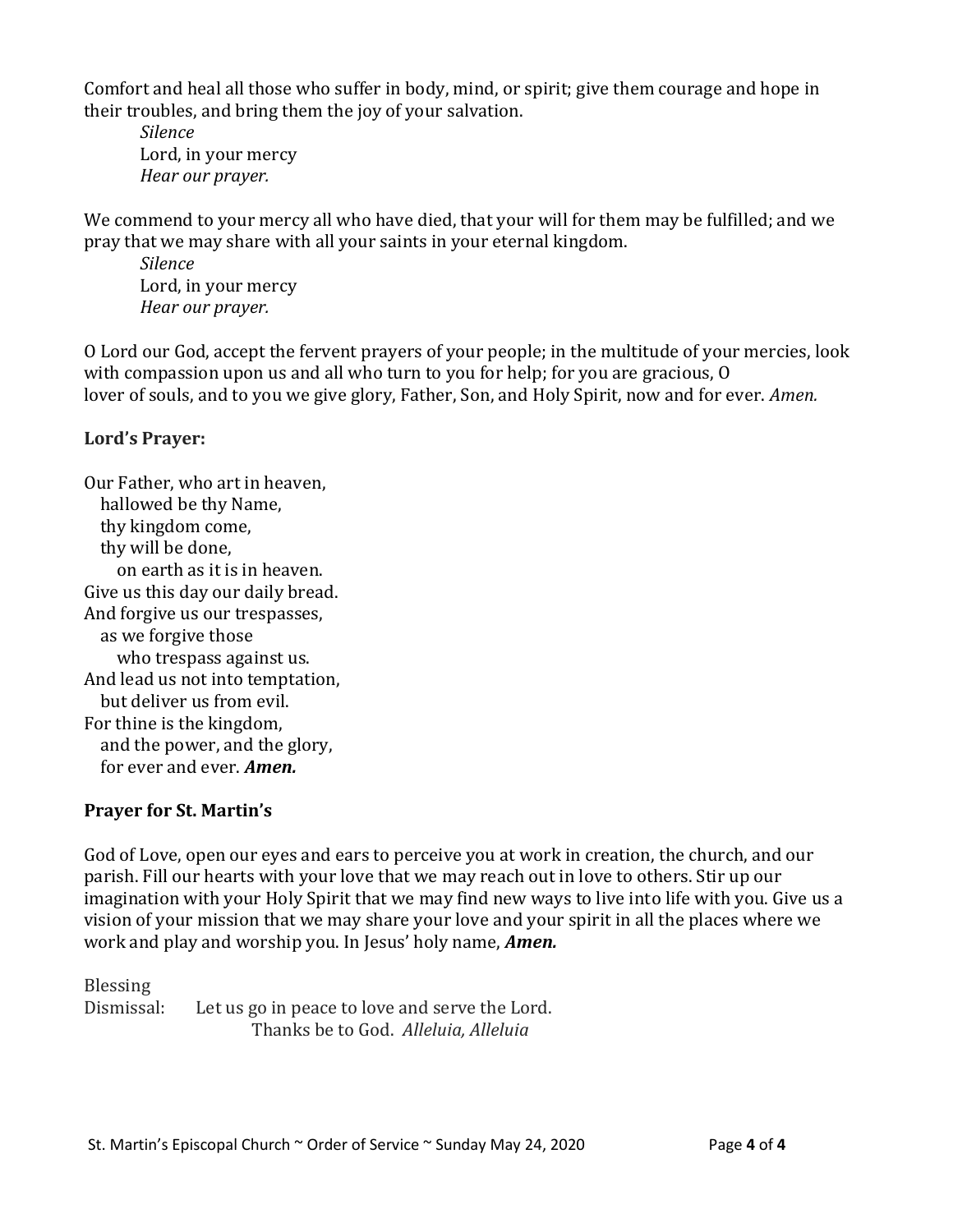Comfort and heal all those who suffer in body, mind, or spirit; give them courage and hope in their troubles, and bring them the joy of your salvation.

*Silence*
Lord, in your mercy
*Hear our prayer.*

We commend to your mercy all who have died, that your will for them may be fulfilled; and we pray that we may share with all your saints in your eternal kingdom.

*Silence*
Lord, in your mercy
*Hear our prayer.*

O Lord our God, accept the fervent prayers of your people; in the multitude of your mercies, look with compassion upon us and all who turn to you for help; for you are gracious, O lover of souls, and to you we give glory, Father, Son, and Holy Spirit, now and for ever. *Amen.*

**Lord's Prayer:**

Our Father, who art in heaven,
hallowed be thy Name,
thy kingdom come,
thy will be done,
on earth as it is in heaven.
Give us this day our daily bread.
And forgive us our trespasses,
as we forgive those
who trespass against us.
And lead us not into temptation,
but deliver us from evil.
For thine is the kingdom,
and the power, and the glory,
for ever and ever. ***Amen.***

**Prayer for St. Martin's**

God of Love, open our eyes and ears to perceive you at work in creation, the church, and our parish. Fill our hearts with your love that we may reach out in love to others. Stir up our imagination with your Holy Spirit that we may find new ways to live into life with you. Give us a vision of your mission that we may share your love and your spirit in all the places where we work and play and worship you. In Jesus' holy name, ***Amen.***

Blessing
Dismissal: Let us go in peace to love and serve the Lord.
Thanks be to God. *Alleluia, Alleluia*